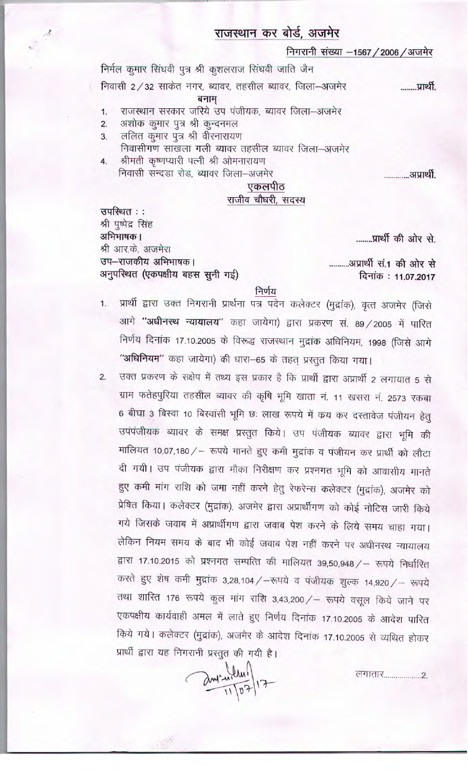# राजस्थान कर बोर्ड, अजमेर

निगरानी संख्या –1567 / 2006 / अजमेर

निर्मल कुमार सिंघवी पुत्र श्री कुशलराज सिंघवी जाति जैन
निवासी 2/32 साकेत नगर, ब्यावर, तहसील ब्यावर, जिला–अजमेर ........प्रार्थी.

बनाम्

1. राजस्थान सरकार जरिये उप पंजीयक, ब्यावर जिला–अजमेर
2. अशोक कुमार पुत्र श्री कुन्दनमल
3. ललित कुमार पुत्र श्री वीरनारायण
   निवासीगण साखला गली ब्यावर तहसील ब्यावर जिला–अजमेर
4. श्रीमती कृष्णप्यारी पत्नी श्री ओमनारायण
   निवासी सन्दडा रोड, ब्यावर जिला–अजमेर ............अप्रार्थी.

**एकलपीठ**
**राजीव चौधरी, सदस्य**

**उपस्थित : :**
श्री पुष्पेंद्र सिंह
**अभिभाषक।** ........प्रार्थी की ओर से.
श्री आर.के. अजमेरा
**उप–राजकीय अभिभाषक।** .........अप्रार्थी सं.1 की ओर से
**अनुपस्थित (एकपक्षीय बहस सुनी गई)** दिनांक : 11.07.2017

**निर्णय**

1. प्रार्थी द्वारा उक्त निगरानी प्रार्थना पत्र पदेन कलेक्टर (मुद्रांक), वृत्त अजमेर (जिसे आगे **"अधीनस्थ न्यायालय"** कहा जायेगा) द्वारा प्रकरण सं. 89/2005 में पारित निर्णय दिनांक 17.10.2005 के विरूद्ध राजस्थान मुद्रांक अधिनियम, 1998 (जिसे आगे **"अधिनियम"** कहा जायेगा) की धारा–65 के तहत् प्रस्तुत किया गया।

2. उक्त प्रकरण के सक्षेप में तथ्य इस प्रकार है कि प्रार्थी द्वारा अप्रार्थी 2 लगायात 5 से ग्राम फतेहपुरिया तहसील ब्यावर की कृषि भूमि खाता नं. 11 खसरा नं. 2573 रकबा 6 बीघा 3 बिस्वा 10 बिस्वांसी भूमि छः लाख रूपये में क्रय कर दस्तावेज पंजीयन हेतु उपपंजीयक ब्यावर के समक्ष प्रस्तुत किये। उप पंजीयक ब्यावर द्वारा भूमि की मालियत 10,07,180/– रूपये मानते हुए कमी मुद्रांक व पंजीयन कर प्रार्थी को लौटा दी गयी। उप पंजीयक द्वारा मौका निरीक्षण कर प्रश्नगत भूमि को आवासीय मानते हुए कमी मांग राशि को जमा नहीं करने हेतु रेफरेन्स कलेक्टर (मुद्रांक), अजमेर को प्रेषित किया। कलेक्टर (मुद्रांक), अजमेर द्वारा अप्रार्थीगण को कोई नोटिस जारी किये गये जिसके जवाब में अप्रार्थीगण द्वारा जवाब पेश करने के लिये समय चाहा गया। लेकिन नियम समय के बाद भी कोई जवाब पेश नहीं करने पर अधीनस्थ न्यायालय द्वारा 17.10.2015 को प्रश्नगत सम्पत्ति की मालियत 39,50,948/– रूपये निर्धारित करते हुए शेष कमी मुद्रांक 3,28,104/–रूपये व पंजीयक शुल्क 14,920/– रूपये तथा शास्ति 176 रूपये कुल मांग राशि 3,43,200/– रूपये वसूल किये जाने पर एकपक्षीय कार्यवाही अमल में लाते हुए निर्णय दिनांक 17.10.2005 के आदेश पारित किये गये। कलेक्टर (मुद्रांक), अजमेर के आदेश दिनांक 17.10.2005 से व्यथित होकर प्रार्थी द्वारा यह निगरानी प्रस्तुत की गयी है।

लगातार.................2.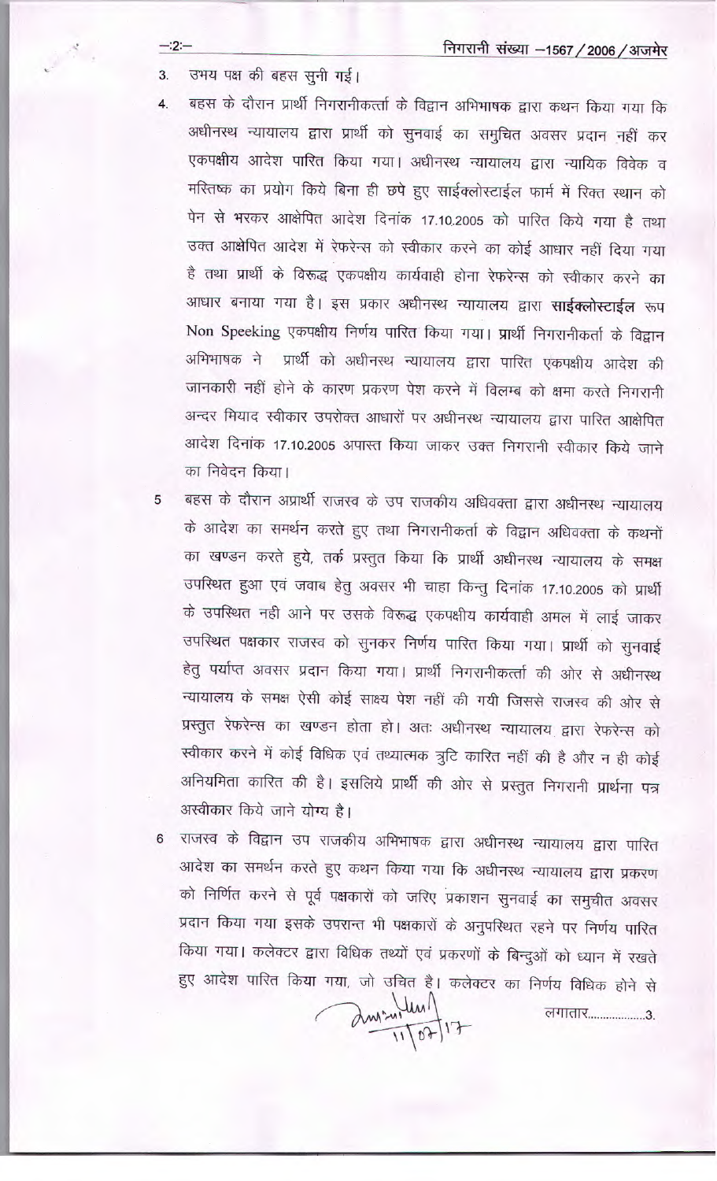3. उभय पक्ष की बहस सुनी गई।

4. बहस के दौरान प्रार्थी निगरानीकर्त्ता के विद्वान अभिभाषक द्वारा कथन किया गया कि अधीनस्थ न्यायालय द्वारा प्रार्थी को सुनवाई का समुचित अवसर प्रदान नहीं कर एकपक्षीय आदेश पारित किया गया। अधीनस्थ न्यायालय द्वारा न्यायिक विवेक व मस्तिष्क का प्रयोग किये बिना ही छपे हुए साईक्लोस्टाईल फार्म में रिक्त स्थान को पेन से भरकर आक्षेपित आदेश दिनांक 17.10.2005 को पारित किये गया है तथा उक्त आक्षेपित आदेश में रेफरेन्स को स्वीकार करने का कोई आधार नहीं दिया गया है तथा प्रार्थी के विरूद्ध एकपक्षीय कार्यवाही होना रेफरेन्स को स्वीकार करने का आधार बनाया गया है। इस प्रकार अधीनस्थ न्यायालय द्वारा **साईक्लोस्टाईल** रूप Non Speeking एकपक्षीय निर्णय पारित किया गया। प्रार्थी निगरानीकर्ता के विद्वान अभिभाषक ने प्रार्थी को अधीनस्थ न्यायालय द्वारा पारित एकपक्षीय आदेश की जानकारी नहीं होने के कारण प्रकरण पेश करने में विलम्ब को क्षमा करते निगरानी अन्दर मियाद स्वीकार उपरोक्त आधारों पर अधीनस्थ न्यायालय द्वारा पारित आक्षेपित आदेश दिनांक 17.10.2005 अपास्त किया जाकर उक्त निगरानी स्वीकार किये जाने का निवेदन किया।

5 बहस के दौरान अप्रार्थी राजस्व के उप राजकीय अधिवक्ता द्वारा अधीनस्थ न्यायालय के आदेश का समर्थन करते हुए तथा निगरानीकर्ता के विद्वान अधिवक्ता के कथनों का खण्डन करते हुये, तर्क प्रस्तुत किया कि प्रार्थी अधीनस्थ न्यायालय के समक्ष उपस्थित हुआ एवं जवाब हेतु अवसर भी चाहा किन्तु दिनांक 17.10.2005 को प्रार्थी के उपस्थित नही आने पर उसके विरूद्ध एकपक्षीय कार्यवाही अमल में लाई जाकर उपस्थित पक्षकार राजस्व को सुनकर निर्णय पारित किया गया। प्रार्थी को सुनवाई हेतु पर्याप्त अवसर प्रदान किया गया। प्रार्थी निगरानीकर्त्ता की ओर से अधीनस्थ न्यायालय के समक्ष ऐसी कोई साक्ष्य पेश नहीं की गयी जिससे राजस्व की ओर से प्रस्तुत रेफरेन्स का खण्डन होता हो। अतः अधीनस्थ न्यायालय द्वारा रेफरेन्स को स्वीकार करने में कोई विधिक एवं तथ्यात्मक त्रुटि कारित नहीं की है और न ही कोई अनियमिता कारित की है। इसलिये प्रार्थी की ओर से प्रस्तुत निगरानी प्रार्थना पत्र अस्वीकार किये जाने योग्य है।

6 राजस्व के विद्वान उप राजकीय अभिभाषक द्वारा अधीनस्थ न्यायालय द्वारा पारित आदेश का समर्थन करते हुए कथन किया गया कि अधीनस्थ न्यायालय द्वारा प्रकरण को निर्णित करने से पूर्व पक्षकारों को जरिए प्रकाशन सुनवाई का समुचीत अवसर प्रदान किया गया इसके उपरान्त भी पक्षकारों के अनुपस्थित रहने पर निर्णय पारित किया गया। कलेक्टर द्वारा विधिक तथ्यों एवं प्रकरणों के बिन्दुओं को ध्यान में रखते हुए आदेश पारित किया गया, जो उचित है। कलेक्टर का निर्णय विधिक होने से

लगातार..................3.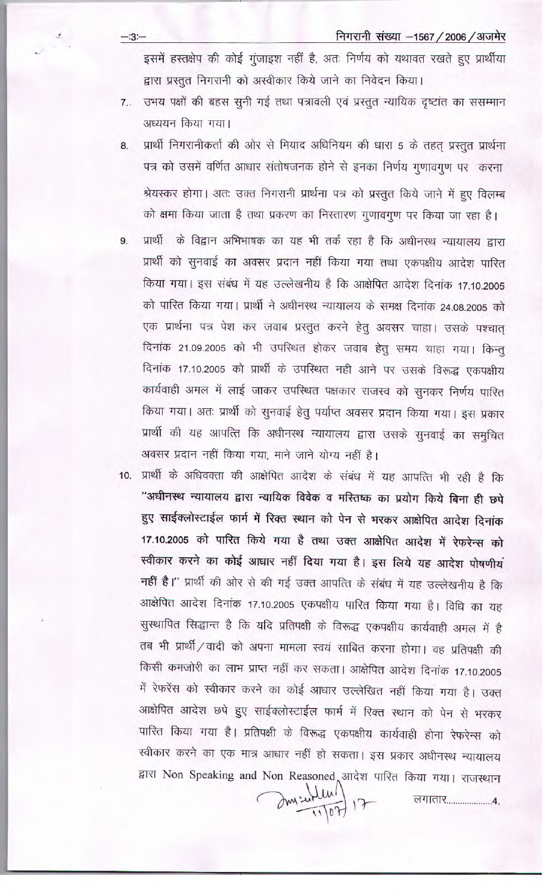इसमें हस्तक्षेप की कोई गुंजाइश नहीं है, अतः निर्णय को यथावत रखते हुए प्रार्थीया द्वारा प्रस्तुत निगरानी को अस्वीकार किये जाने का निवेदन किया।

7. उभय पक्षों की बहस सुनी गई तथा पत्रावली एवं प्रस्तुत न्यायिक दृष्टांत का ससम्मान अध्ययन किया गया।

8. प्रार्थी निगरानीकर्ता की ओर से मियाद अधिनियम की धारा 5 के तहत् प्रस्तुत प्रार्थना पत्र को उसमें वर्णित आधार संतोषजनक होने से इनका निर्णय गुणावगुण पर करना श्रेयस्कर होगा। अतः उक्त निगरानी प्रार्थना पत्र को प्रस्तुत किये जाने में हुए विलम्ब को क्षमा किया जाता है तथा प्रकरण का निस्तारण गुणावगुण पर किया जा रहा है।

9. प्रार्थी के विद्वान अभिभाषक का यह भी तर्क रहा है कि अधीनस्थ न्यायालय द्वारा प्रार्थी को सुनवाई का अवसर प्रदान नहीं किया गया तथा एकपक्षीय आदेश पारित किया गया। इस संबंध में यह उल्लेखनीय है कि आक्षेपित आदेश दिनांक 17.10.2005 को पारित किया गया। प्रार्थी ने अधीनस्थ न्यायालय के समक्ष दिनांक 24.08.2005 को एक प्रार्थना पत्र पेश कर जवाब प्रस्तुत करने हेतु अवसर चाहा। उसके पश्चात् दिनांक 21.09.2005 को भी उपस्थित होकर जवाब हेतु समय चाहा गया। किन्तु दिनांक 17.10.2005 को प्रार्थी के उपस्थित नही आने पर उसके विरूद्ध एकपक्षीय कार्यवाही अमल में लाई जाकर उपस्थित पक्षकार राजस्व को सुनकर निर्णय पारित किया गया। अतः प्रार्थी को सुनवाई हेतु पर्याप्त अवसर प्रदान किया गया। इस प्रकार प्रार्थी की यह आपत्ति कि अधीनस्थ न्यायालय द्वारा उसके सुनवाई का समुचित अवसर प्रदान नहीं किया गया, माने जाने योग्य नहीं है।

10. प्रार्थी के अधिवक्ता की आक्षेपित आदेश के संबंध में यह आपत्ति भी रही है कि **"अधीनस्थ न्यायालय द्वारा न्यायिक विवेक व मस्तिष्क का प्रयोग किये बिना ही छपे हुए साईक्लोस्टाईल फार्म में रिक्त स्थान को पेन से भरकर आक्षेपित आदेश दिनांक 17.10.2005 को पारित किये गया है तथा उक्त आक्षेपित आदेश में रेफरेन्स को स्वीकार करने का कोई आधार नहीं दिया गया है। इस लिये यह आदेश पोषणीय नहीं है।"** प्रार्थी की ओर से की गई उक्त आपत्ति के संबंध में यह उल्लेखनीय है कि आक्षेपित आदेश दिनांक 17.10.2005 एकपक्षीय पारित किया गया है। विधि का यह सुस्थापित सिद्धान्त है कि यदि प्रतिपक्षी के विरूद्ध एकपक्षीय कार्यवाही अमल में है तब भी प्रार्थी/वादी को अपना मामला स्वयं साबित करना होगा। वह प्रतिपक्षी की किसी कमजोरी का लाभ प्राप्त नहीं कर सकता। आक्षेपित आदेश दिनांक 17.10.2005 में रेफरेंस को स्वीकार करने का कोई आधार उल्लेखित नहीं किया गया है। उक्त आक्षेपित आदेश छपे हुए साईक्लोस्टाईल फार्म में रिक्त स्थान को पेन से भरकर पारित किया गया है। प्रतिपक्षी के विरूद्ध एकपक्षीय कार्यवाही होना रेफरेन्स को स्वीकार करने का एक मात्र आधार नहीं हो सकता। इस प्रकार अधीनस्थ न्यायालय द्वारा Non Speaking and Non Reasoned आदेश पारित किया गया। राजस्थान

लगातार..................4.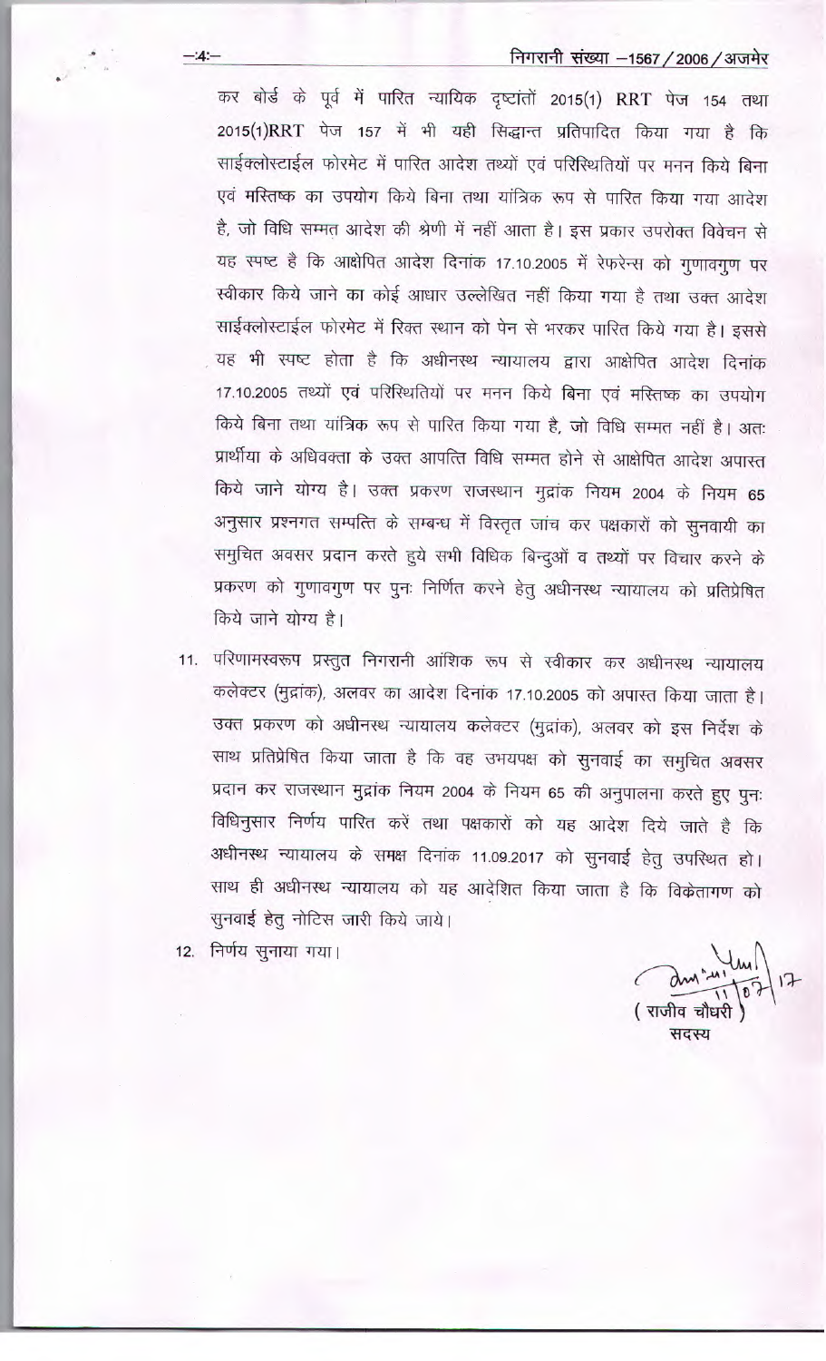कर बोर्ड के पूर्व में पारित न्यायिक दृष्टांतों 2015(1) RRT पेज 154 तथा 2015(1)RRT पेज 157 में भी यही सिद्धान्त प्रतिपादित किया गया है कि साईक्लोस्टाईल फोरमेट में पारित आदेश तथ्यों एवं परिस्थितियों पर मनन किये बिना एवं मस्तिष्क का उपयोग किये बिना तथा यांत्रिक रूप से पारित किया गया आदेश है, जो विधि सम्मत आदेश की श्रेणी में नहीं आता है। इस प्रकार उपरोक्त विवेचन से यह स्पष्ट है कि आक्षेपित आदेश दिनांक 17.10.2005 में रेफरेन्स को गुणावगुण पर स्वीकार किये जाने का कोई आधार उल्लेखित नहीं किया गया है तथा उक्त आदेश साईक्लोस्टाईल फोरमेट में रिक्त स्थान को पेन से भरकर पारित किये गया है। इससे यह भी स्पष्ट होता है कि अधीनस्थ न्यायालय द्वारा आक्षेपित आदेश दिनांक 17.10.2005 तथ्यों एवं परिस्थितियों पर मनन किये बिना एवं मस्तिष्क का उपयोग किये बिना तथा यांत्रिक रूप से पारित किया गया है, जो विधि सम्मत नहीं है। अतः प्रार्थीया के अधिवक्ता के उक्त आपत्ति विधि सम्मत होने से आक्षेपित आदेश अपास्त किये जाने योग्य है। उक्त प्रकरण राजस्थान मुद्रांक नियम 2004 के नियम 65 अनुसार प्रश्नगत सम्पत्ति के सम्बन्ध में विस्तृत जांच कर पक्षकारों को सुनवायी का समुचित अवसर प्रदान करते हुये सभी विधिक बिन्दुओं व तथ्यों पर विचार करने के प्रकरण को गुणावगुण पर पुनः निर्णित करने हेतु अधीनस्थ न्यायालय को प्रतिप्रेषित किये जाने योग्य है।

11. परिणामस्वरूप प्रस्तुत निगरानी आंशिक रूप से स्वीकार कर अधीनस्थ न्यायालय कलेक्टर (मुद्रांक), अलवर का आदेश दिनांक 17.10.2005 को अपास्त किया जाता है। उक्त प्रकरण को अधीनस्थ न्यायालय कलेक्टर (मुद्रांक), अलवर को इस निर्देश के साथ प्रतिप्रेषित किया जाता है कि वह उभयपक्ष को सुनवाई का समुचित अवसर प्रदान कर राजस्थान मुद्रांक नियम 2004 के नियम 65 की अनुपालना करते हुए पुनः विधिनुसार निर्णय पारित करें तथा पक्षकारों को यह आदेश दिये जाते है कि अधीनस्थ न्यायालय के समक्ष दिनांक 11.09.2017 को सुनवाई हेतु उपस्थित हो। साथ ही अधीनस्थ न्यायालय को यह आदेशित किया जाता है कि विक्रेतागण को सुनवाई हेतु नोटिस जारी किये जाये।

12. निर्णय सुनाया गया।

11/07/17

( राजीव चौधरी )
सदस्य